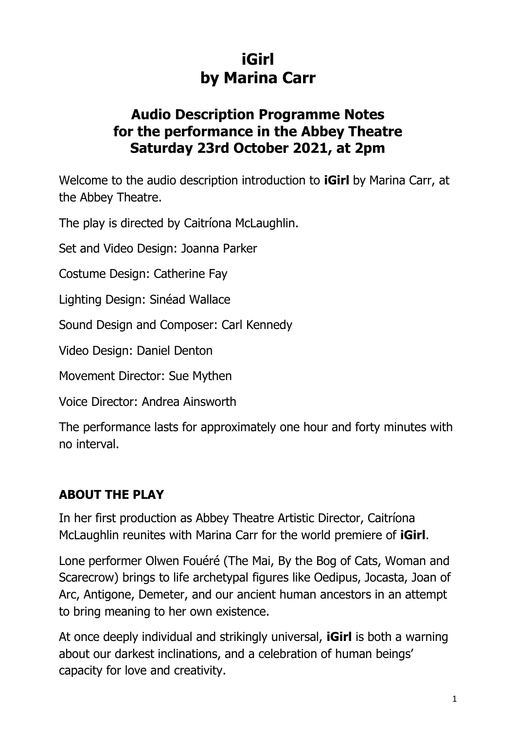# iGirl
# by Marina Carr

## Audio Description Programme Notes for the performance in the Abbey Theatre Saturday 23rd October 2021, at 2pm

Welcome to the audio description introduction to **iGirl** by Marina Carr, at the Abbey Theatre.

The play is directed by Caitríona McLaughlin.

Set and Video Design: Joanna Parker

Costume Design: Catherine Fay

Lighting Design: Sinéad Wallace

Sound Design and Composer: Carl Kennedy

Video Design: Daniel Denton

Movement Director: Sue Mythen

Voice Director: Andrea Ainsworth

The performance lasts for approximately one hour and forty minutes with no interval.

### ABOUT THE PLAY

In her first production as Abbey Theatre Artistic Director, Caitríona McLaughlin reunites with Marina Carr for the world premiere of **iGirl**.

Lone performer Olwen Fouéré (The Mai, By the Bog of Cats, Woman and Scarecrow) brings to life archetypal figures like Oedipus, Jocasta, Joan of Arc, Antigone, Demeter, and our ancient human ancestors in an attempt to bring meaning to her own existence.

At once deeply individual and strikingly universal, **iGirl** is both a warning about our darkest inclinations, and a celebration of human beings' capacity for love and creativity.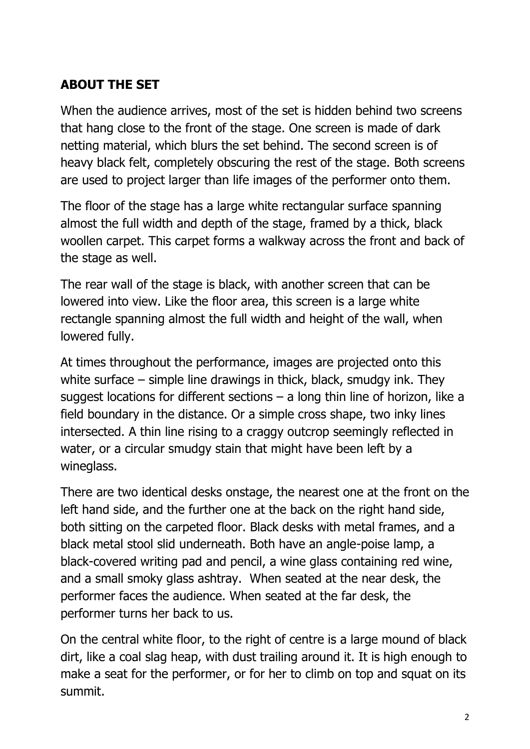## ABOUT THE SET

When the audience arrives, most of the set is hidden behind two screens that hang close to the front of the stage. One screen is made of dark netting material, which blurs the set behind. The second screen is of heavy black felt, completely obscuring the rest of the stage. Both screens are used to project larger than life images of the performer onto them.

The floor of the stage has a large white rectangular surface spanning almost the full width and depth of the stage, framed by a thick, black woollen carpet. This carpet forms a walkway across the front and back of the stage as well.

The rear wall of the stage is black, with another screen that can be lowered into view. Like the floor area, this screen is a large white rectangle spanning almost the full width and height of the wall, when lowered fully.

At times throughout the performance, images are projected onto this white surface – simple line drawings in thick, black, smudgy ink. They suggest locations for different sections – a long thin line of horizon, like a field boundary in the distance. Or a simple cross shape, two inky lines intersected. A thin line rising to a craggy outcrop seemingly reflected in water, or a circular smudgy stain that might have been left by a wineglass.

There are two identical desks onstage, the nearest one at the front on the left hand side, and the further one at the back on the right hand side, both sitting on the carpeted floor. Black desks with metal frames, and a black metal stool slid underneath. Both have an angle-poise lamp, a black-covered writing pad and pencil, a wine glass containing red wine, and a small smoky glass ashtray. When seated at the near desk, the performer faces the audience. When seated at the far desk, the performer turns her back to us.

On the central white floor, to the right of centre is a large mound of black dirt, like a coal slag heap, with dust trailing around it. It is high enough to make a seat for the performer, or for her to climb on top and squat on its summit.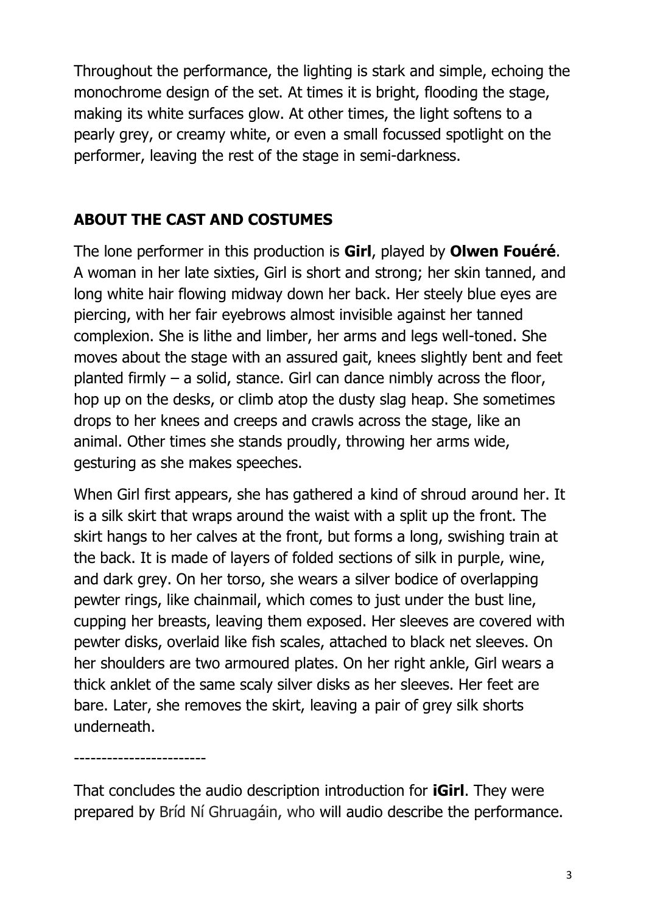Throughout the performance, the lighting is stark and simple, echoing the monochrome design of the set. At times it is bright, flooding the stage, making its white surfaces glow. At other times, the light softens to a pearly grey, or creamy white, or even a small focussed spotlight on the performer, leaving the rest of the stage in semi-darkness.

## ABOUT THE CAST AND COSTUMES

The lone performer in this production is **Girl**, played by **Olwen Fouéré**. A woman in her late sixties, Girl is short and strong; her skin tanned, and long white hair flowing midway down her back. Her steely blue eyes are piercing, with her fair eyebrows almost invisible against her tanned complexion. She is lithe and limber, her arms and legs well-toned. She moves about the stage with an assured gait, knees slightly bent and feet planted firmly – a solid, stance. Girl can dance nimbly across the floor, hop up on the desks, or climb atop the dusty slag heap. She sometimes drops to her knees and creeps and crawls across the stage, like an animal. Other times she stands proudly, throwing her arms wide, gesturing as she makes speeches.

When Girl first appears, she has gathered a kind of shroud around her. It is a silk skirt that wraps around the waist with a split up the front. The skirt hangs to her calves at the front, but forms a long, swishing train at the back. It is made of layers of folded sections of silk in purple, wine, and dark grey. On her torso, she wears a silver bodice of overlapping pewter rings, like chainmail, which comes to just under the bust line, cupping her breasts, leaving them exposed. Her sleeves are covered with pewter disks, overlaid like fish scales, attached to black net sleeves. On her shoulders are two armoured plates. On her right ankle, Girl wears a thick anklet of the same scaly silver disks as her sleeves. Her feet are bare. Later, she removes the skirt, leaving a pair of grey silk shorts underneath.

------------------------

That concludes the audio description introduction for **iGirl**. They were prepared by Bríd Ní Ghruagáin, who will audio describe the performance.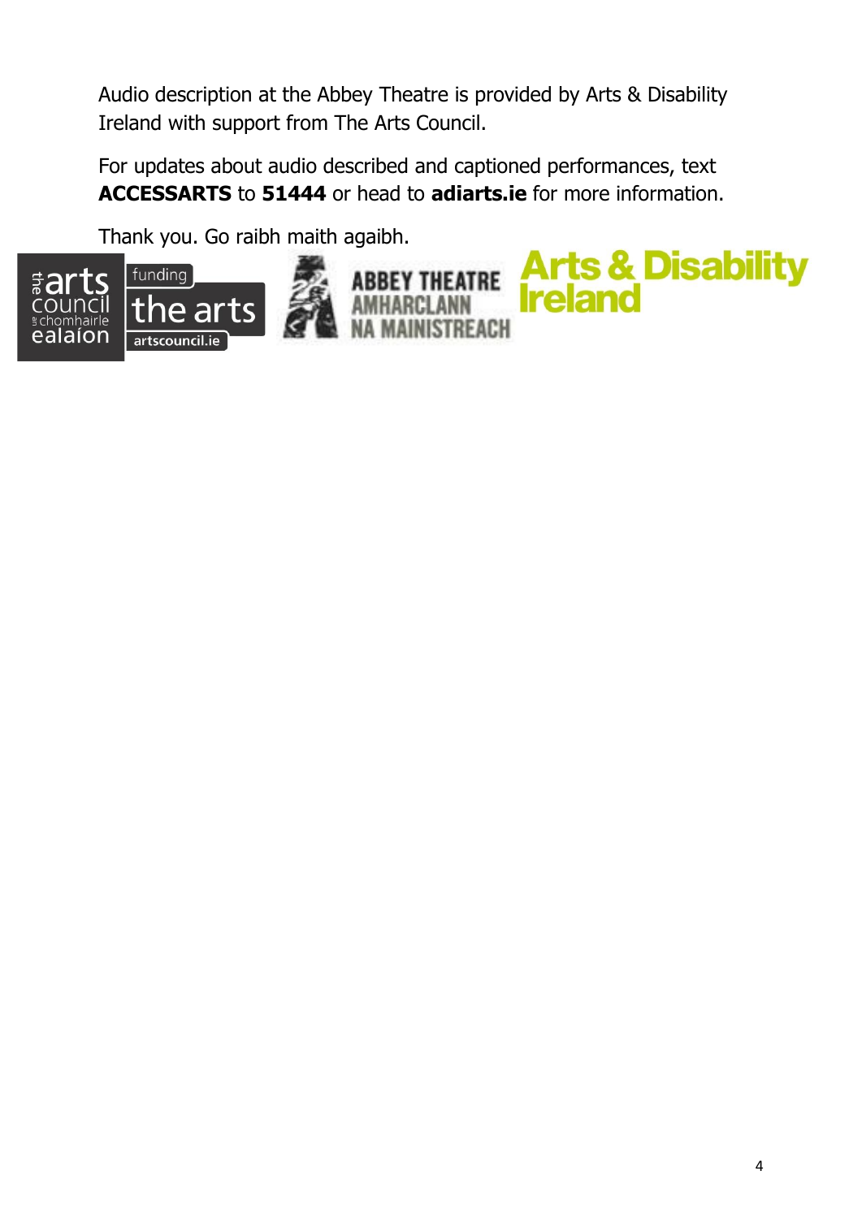Audio description at the Abbey Theatre is provided by Arts & Disability Ireland with support from The Arts Council.

For updates about audio described and captioned performances, text **ACCESSARTS** to **51444** or head to **adiarts.ie** for more information.

Thank you. Go raibh maith agaibh.